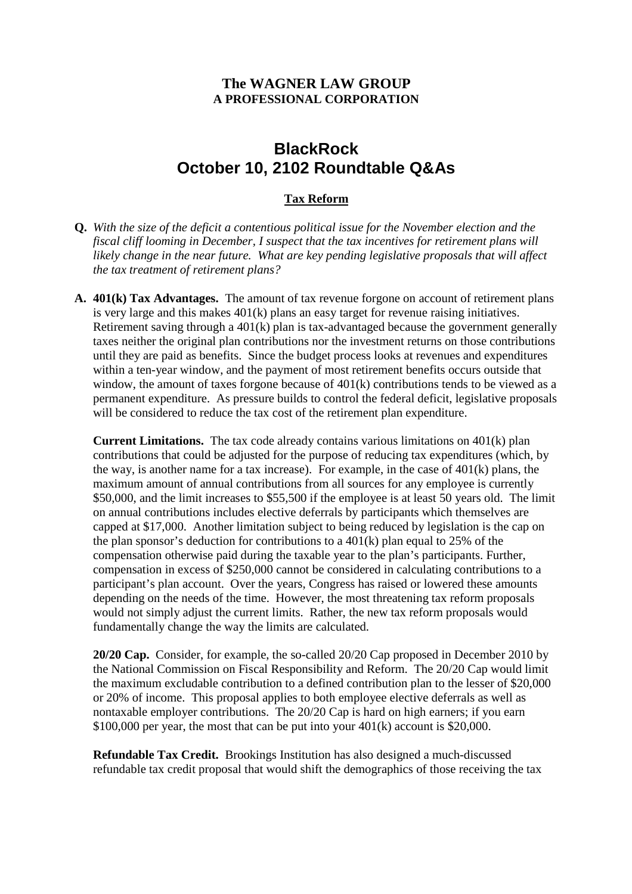**The WAGNER LAW GROUP**
**A PROFESSIONAL CORPORATION**

# BlackRock
# October 10, 2102 Roundtable Q&As

## Tax Reform

**Q.** *With the size of the deficit a contentious political issue for the November election and the fiscal cliff looming in December, I suspect that the tax incentives for retirement plans will likely change in the near future. What are key pending legislative proposals that will affect the tax treatment of retirement plans?*

**A.** **401(k) Tax Advantages.** The amount of tax revenue forgone on account of retirement plans is very large and this makes 401(k) plans an easy target for revenue raising initiatives. Retirement saving through a 401(k) plan is tax-advantaged because the government generally taxes neither the original plan contributions nor the investment returns on those contributions until they are paid as benefits. Since the budget process looks at revenues and expenditures within a ten-year window, and the payment of most retirement benefits occurs outside that window, the amount of taxes forgone because of 401(k) contributions tends to be viewed as a permanent expenditure. As pressure builds to control the federal deficit, legislative proposals will be considered to reduce the tax cost of the retirement plan expenditure.

**Current Limitations.** The tax code already contains various limitations on 401(k) plan contributions that could be adjusted for the purpose of reducing tax expenditures (which, by the way, is another name for a tax increase). For example, in the case of 401(k) plans, the maximum amount of annual contributions from all sources for any employee is currently \$50,000, and the limit increases to \$55,500 if the employee is at least 50 years old. The limit on annual contributions includes elective deferrals by participants which themselves are capped at \$17,000. Another limitation subject to being reduced by legislation is the cap on the plan sponsor's deduction for contributions to a 401(k) plan equal to 25% of the compensation otherwise paid during the taxable year to the plan's participants. Further, compensation in excess of \$250,000 cannot be considered in calculating contributions to a participant's plan account. Over the years, Congress has raised or lowered these amounts depending on the needs of the time. However, the most threatening tax reform proposals would not simply adjust the current limits. Rather, the new tax reform proposals would fundamentally change the way the limits are calculated.

**20/20 Cap.** Consider, for example, the so-called 20/20 Cap proposed in December 2010 by the National Commission on Fiscal Responsibility and Reform. The 20/20 Cap would limit the maximum excludable contribution to a defined contribution plan to the lesser of \$20,000 or 20% of income. This proposal applies to both employee elective deferrals as well as nontaxable employer contributions. The 20/20 Cap is hard on high earners; if you earn \$100,000 per year, the most that can be put into your 401(k) account is \$20,000.

**Refundable Tax Credit.** Brookings Institution has also designed a much-discussed refundable tax credit proposal that would shift the demographics of those receiving the tax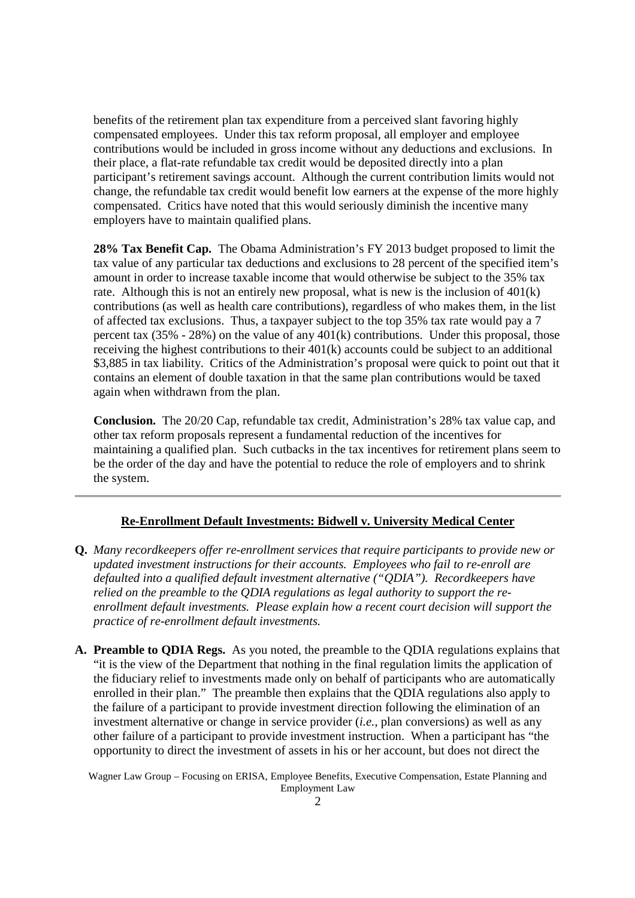benefits of the retirement plan tax expenditure from a perceived slant favoring highly compensated employees. Under this tax reform proposal, all employer and employee contributions would be included in gross income without any deductions and exclusions. In their place, a flat-rate refundable tax credit would be deposited directly into a plan participant's retirement savings account. Although the current contribution limits would not change, the refundable tax credit would benefit low earners at the expense of the more highly compensated. Critics have noted that this would seriously diminish the incentive many employers have to maintain qualified plans.

**28% Tax Benefit Cap.** The Obama Administration's FY 2013 budget proposed to limit the tax value of any particular tax deductions and exclusions to 28 percent of the specified item's amount in order to increase taxable income that would otherwise be subject to the 35% tax rate. Although this is not an entirely new proposal, what is new is the inclusion of 401(k) contributions (as well as health care contributions), regardless of who makes them, in the list of affected tax exclusions. Thus, a taxpayer subject to the top 35% tax rate would pay a 7 percent tax (35% - 28%) on the value of any 401(k) contributions. Under this proposal, those receiving the highest contributions to their 401(k) accounts could be subject to an additional $3,885 in tax liability. Critics of the Administration's proposal were quick to point out that it contains an element of double taxation in that the same plan contributions would be taxed again when withdrawn from the plan.

**Conclusion.** The 20/20 Cap, refundable tax credit, Administration's 28% tax value cap, and other tax reform proposals represent a fundamental reduction of the incentives for maintaining a qualified plan. Such cutbacks in the tax incentives for retirement plans seem to be the order of the day and have the potential to reduce the role of employers and to shrink the system.

---

## Re-Enrollment Default Investments: Bidwell v. University Medical Center

**Q.** *Many recordkeepers offer re-enrollment services that require participants to provide new or updated investment instructions for their accounts. Employees who fail to re-enroll are defaulted into a qualified default investment alternative ("QDIA"). Recordkeepers have relied on the preamble to the QDIA regulations as legal authority to support the re-enrollment default investments. Please explain how a recent court decision will support the practice of re-enrollment default investments.*

**A. Preamble to QDIA Regs.** As you noted, the preamble to the QDIA regulations explains that "it is the view of the Department that nothing in the final regulation limits the application of the fiduciary relief to investments made only on behalf of participants who are automatically enrolled in their plan." The preamble then explains that the QDIA regulations also apply to the failure of a participant to provide investment direction following the elimination of an investment alternative or change in service provider (*i.e.*, plan conversions) as well as any other failure of a participant to provide investment instruction. When a participant has "the opportunity to direct the investment of assets in his or her account, but does not direct the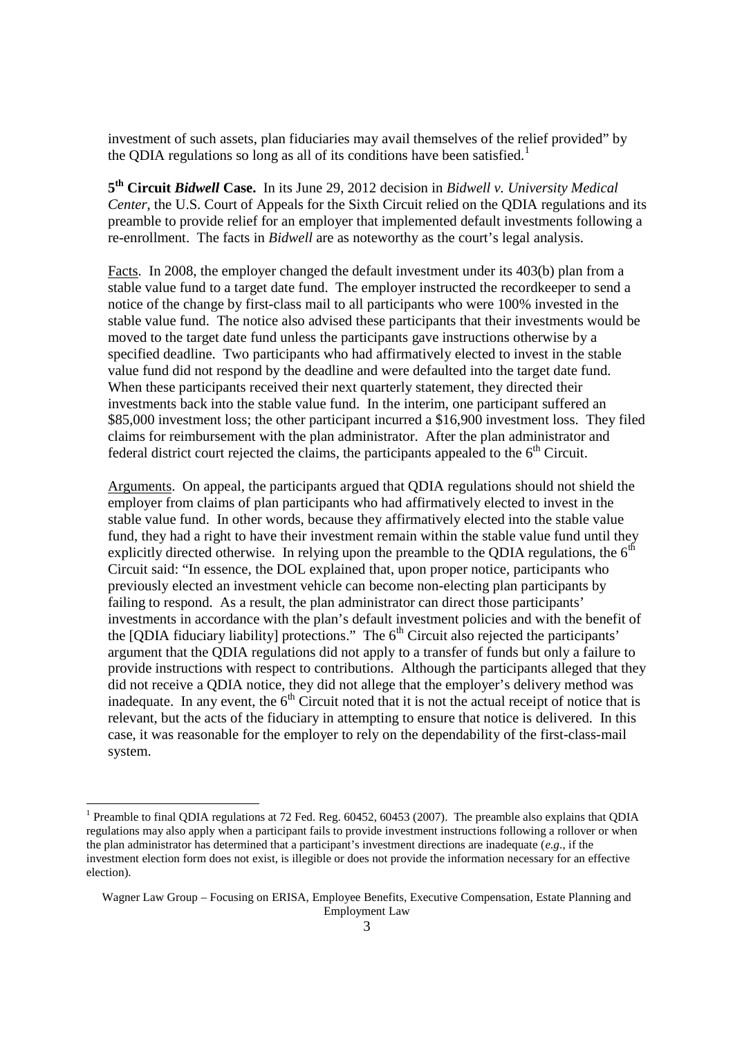investment of such assets, plan fiduciaries may avail themselves of the relief provided" by the QDIA regulations so long as all of its conditions have been satisfied.[1]

**5th Circuit *Bidwell* Case.** In its June 29, 2012 decision in *Bidwell v. University Medical Center*, the U.S. Court of Appeals for the Sixth Circuit relied on the QDIA regulations and its preamble to provide relief for an employer that implemented default investments following a re-enrollment. The facts in *Bidwell* are as noteworthy as the court's legal analysis.

Facts. In 2008, the employer changed the default investment under its 403(b) plan from a stable value fund to a target date fund. The employer instructed the recordkeeper to send a notice of the change by first-class mail to all participants who were 100% invested in the stable value fund. The notice also advised these participants that their investments would be moved to the target date fund unless the participants gave instructions otherwise by a specified deadline. Two participants who had affirmatively elected to invest in the stable value fund did not respond by the deadline and were defaulted into the target date fund. When these participants received their next quarterly statement, they directed their investments back into the stable value fund. In the interim, one participant suffered an \$85,000 investment loss; the other participant incurred a \$16,900 investment loss. They filed claims for reimbursement with the plan administrator. After the plan administrator and federal district court rejected the claims, the participants appealed to the 6th Circuit.

Arguments. On appeal, the participants argued that QDIA regulations should not shield the employer from claims of plan participants who had affirmatively elected to invest in the stable value fund. In other words, because they affirmatively elected into the stable value fund, they had a right to have their investment remain within the stable value fund until they explicitly directed otherwise. In relying upon the preamble to the QDIA regulations, the 6th Circuit said: "In essence, the DOL explained that, upon proper notice, participants who previously elected an investment vehicle can become non-electing plan participants by failing to respond. As a result, the plan administrator can direct those participants' investments in accordance with the plan's default investment policies and with the benefit of the [QDIA fiduciary liability] protections." The 6th Circuit also rejected the participants' argument that the QDIA regulations did not apply to a transfer of funds but only a failure to provide instructions with respect to contributions. Although the participants alleged that they did not receive a QDIA notice, they did not allege that the employer's delivery method was inadequate. In any event, the 6th Circuit noted that it is not the actual receipt of notice that is relevant, but the acts of the fiduciary in attempting to ensure that notice is delivered. In this case, it was reasonable for the employer to rely on the dependability of the first-class-mail system.

---

[1] Preamble to final QDIA regulations at 72 Fed. Reg. 60452, 60453 (2007). The preamble also explains that QDIA regulations may also apply when a participant fails to provide investment instructions following a rollover or when the plan administrator has determined that a participant's investment directions are inadequate (*e.g*., if the investment election form does not exist, is illegible or does not provide the information necessary for an effective election).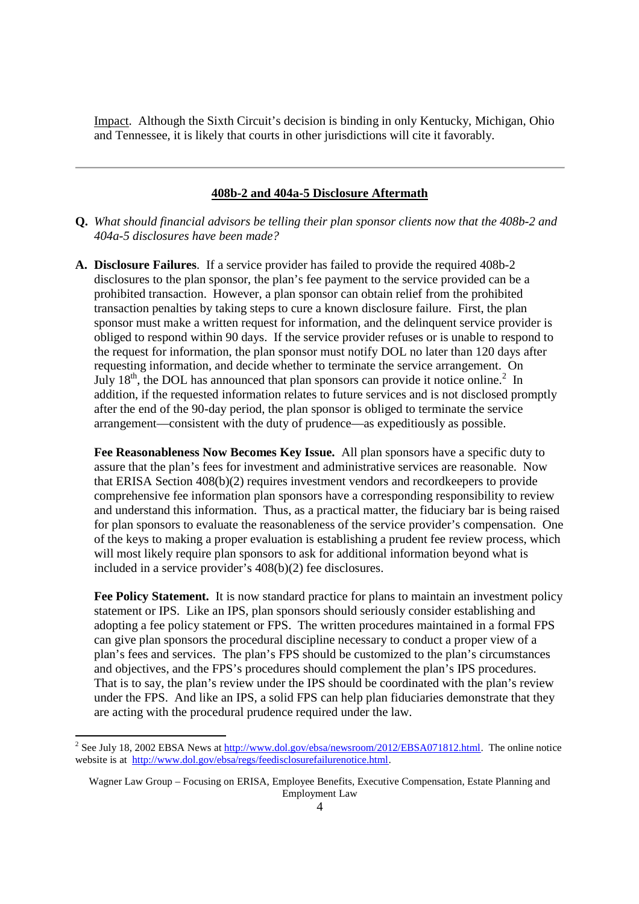Impact. Although the Sixth Circuit's decision is binding in only Kentucky, Michigan, Ohio and Tennessee, it is likely that courts in other jurisdictions will cite it favorably.

---

## 408b-2 and 404a-5 Disclosure Aftermath

**Q.** *What should financial advisors be telling their plan sponsor clients now that the 408b-2 and 404a-5 disclosures have been made?*

**A.** **Disclosure Failures**. If a service provider has failed to provide the required 408b-2 disclosures to the plan sponsor, the plan's fee payment to the service provided can be a prohibited transaction. However, a plan sponsor can obtain relief from the prohibited transaction penalties by taking steps to cure a known disclosure failure. First, the plan sponsor must make a written request for information, and the delinquent service provider is obliged to respond within 90 days. If the service provider refuses or is unable to respond to the request for information, the plan sponsor must notify DOL no later than 120 days after requesting information, and decide whether to terminate the service arrangement. On July 18th, the DOL has announced that plan sponsors can provide it notice online.[2] In addition, if the requested information relates to future services and is not disclosed promptly after the end of the 90-day period, the plan sponsor is obliged to terminate the service arrangement—consistent with the duty of prudence—as expeditiously as possible.

**Fee Reasonableness Now Becomes Key Issue.** All plan sponsors have a specific duty to assure that the plan's fees for investment and administrative services are reasonable. Now that ERISA Section 408(b)(2) requires investment vendors and recordkeepers to provide comprehensive fee information plan sponsors have a corresponding responsibility to review and understand this information. Thus, as a practical matter, the fiduciary bar is being raised for plan sponsors to evaluate the reasonableness of the service provider's compensation. One of the keys to making a proper evaluation is establishing a prudent fee review process, which will most likely require plan sponsors to ask for additional information beyond what is included in a service provider's 408(b)(2) fee disclosures.

**Fee Policy Statement.** It is now standard practice for plans to maintain an investment policy statement or IPS. Like an IPS, plan sponsors should seriously consider establishing and adopting a fee policy statement or FPS. The written procedures maintained in a formal FPS can give plan sponsors the procedural discipline necessary to conduct a proper view of a plan's fees and services. The plan's FPS should be customized to the plan's circumstances and objectives, and the FPS's procedures should complement the plan's IPS procedures. That is to say, the plan's review under the IPS should be coordinated with the plan's review under the FPS. And like an IPS, a solid FPS can help plan fiduciaries demonstrate that they are acting with the procedural prudence required under the law.

---

[2] See July 18, 2002 EBSA News at http://www.dol.gov/ebsa/newsroom/2012/EBSA071812.html. The online notice website is at http://www.dol.gov/ebsa/regs/feedisclosurefailurenotice.html.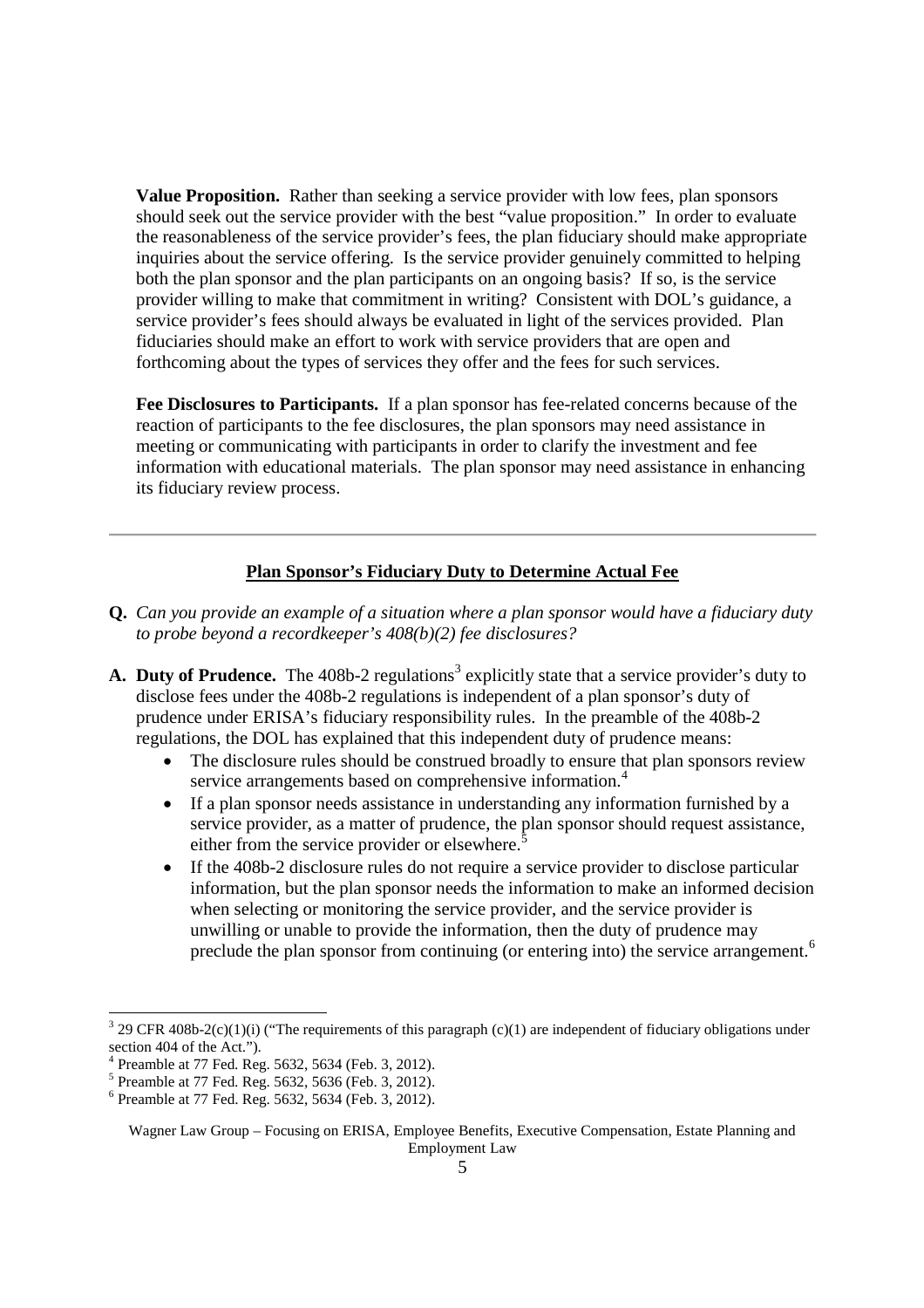**Value Proposition.** Rather than seeking a service provider with low fees, plan sponsors should seek out the service provider with the best "value proposition." In order to evaluate the reasonableness of the service provider's fees, the plan fiduciary should make appropriate inquiries about the service offering. Is the service provider genuinely committed to helping both the plan sponsor and the plan participants on an ongoing basis? If so, is the service provider willing to make that commitment in writing? Consistent with DOL's guidance, a service provider's fees should always be evaluated in light of the services provided. Plan fiduciaries should make an effort to work with service providers that are open and forthcoming about the types of services they offer and the fees for such services.

**Fee Disclosures to Participants.** If a plan sponsor has fee-related concerns because of the reaction of participants to the fee disclosures, the plan sponsors may need assistance in meeting or communicating with participants in order to clarify the investment and fee information with educational materials. The plan sponsor may need assistance in enhancing its fiduciary review process.

---

## Plan Sponsor's Fiduciary Duty to Determine Actual Fee

**Q.** *Can you provide an example of a situation where a plan sponsor would have a fiduciary duty to probe beyond a recordkeeper's 408(b)(2) fee disclosures?*

**A. Duty of Prudence.** The 408b-2 regulations[3] explicitly state that a service provider's duty to disclose fees under the 408b-2 regulations is independent of a plan sponsor's duty of prudence under ERISA's fiduciary responsibility rules. In the preamble of the 408b-2 regulations, the DOL has explained that this independent duty of prudence means:

- The disclosure rules should be construed broadly to ensure that plan sponsors review service arrangements based on comprehensive information.[4]
- If a plan sponsor needs assistance in understanding any information furnished by a service provider, as a matter of prudence, the plan sponsor should request assistance, either from the service provider or elsewhere.[5]
- If the 408b-2 disclosure rules do not require a service provider to disclose particular information, but the plan sponsor needs the information to make an informed decision when selecting or monitoring the service provider, and the service provider is unwilling or unable to provide the information, then the duty of prudence may preclude the plan sponsor from continuing (or entering into) the service arrangement.[6]

---

[3] 29 CFR 408b-2(c)(1)(i) ("The requirements of this paragraph (c)(1) are independent of fiduciary obligations under section 404 of the Act.").

[4] Preamble at 77 Fed. Reg. 5632, 5634 (Feb. 3, 2012).

[5] Preamble at 77 Fed. Reg. 5632, 5636 (Feb. 3, 2012).

[6] Preamble at 77 Fed. Reg. 5632, 5634 (Feb. 3, 2012).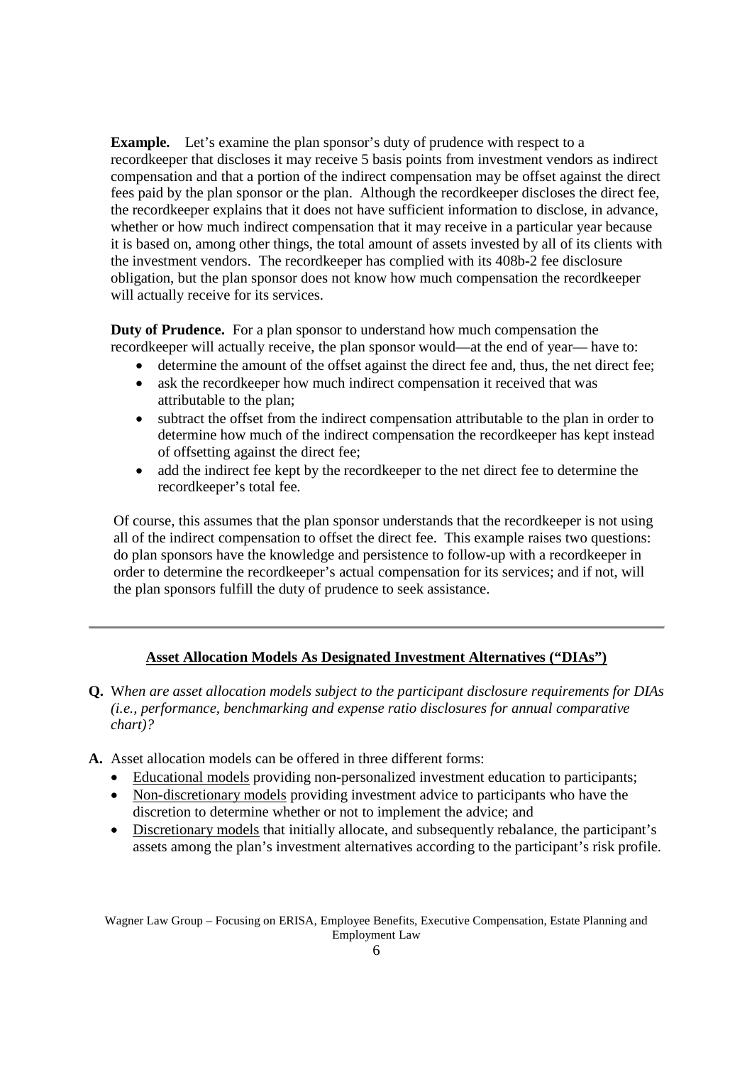**Example.** Let's examine the plan sponsor's duty of prudence with respect to a recordkeeper that discloses it may receive 5 basis points from investment vendors as indirect compensation and that a portion of the indirect compensation may be offset against the direct fees paid by the plan sponsor or the plan. Although the recordkeeper discloses the direct fee, the recordkeeper explains that it does not have sufficient information to disclose, in advance, whether or how much indirect compensation that it may receive in a particular year because it is based on, among other things, the total amount of assets invested by all of its clients with the investment vendors. The recordkeeper has complied with its 408b-2 fee disclosure obligation, but the plan sponsor does not know how much compensation the recordkeeper will actually receive for its services.

**Duty of Prudence.** For a plan sponsor to understand how much compensation the recordkeeper will actually receive, the plan sponsor would—at the end of year— have to:

- determine the amount of the offset against the direct fee and, thus, the net direct fee;
- ask the recordkeeper how much indirect compensation it received that was attributable to the plan;
- subtract the offset from the indirect compensation attributable to the plan in order to determine how much of the indirect compensation the recordkeeper has kept instead of offsetting against the direct fee;
- add the indirect fee kept by the recordkeeper to the net direct fee to determine the recordkeeper's total fee.

Of course, this assumes that the plan sponsor understands that the recordkeeper is not using all of the indirect compensation to offset the direct fee. This example raises two questions: do plan sponsors have the knowledge and persistence to follow-up with a recordkeeper in order to determine the recordkeeper's actual compensation for its services; and if not, will the plan sponsors fulfill the duty of prudence to seek assistance.

---

## Asset Allocation Models As Designated Investment Alternatives ("DIAs")

**Q.** *When are asset allocation models subject to the participant disclosure requirements for DIAs (i.e., performance, benchmarking and expense ratio disclosures for annual comparative chart)?*

**A.** Asset allocation models can be offered in three different forms:

- Educational models providing non-personalized investment education to participants;
- Non-discretionary models providing investment advice to participants who have the discretion to determine whether or not to implement the advice; and
- Discretionary models that initially allocate, and subsequently rebalance, the participant's assets among the plan's investment alternatives according to the participant's risk profile.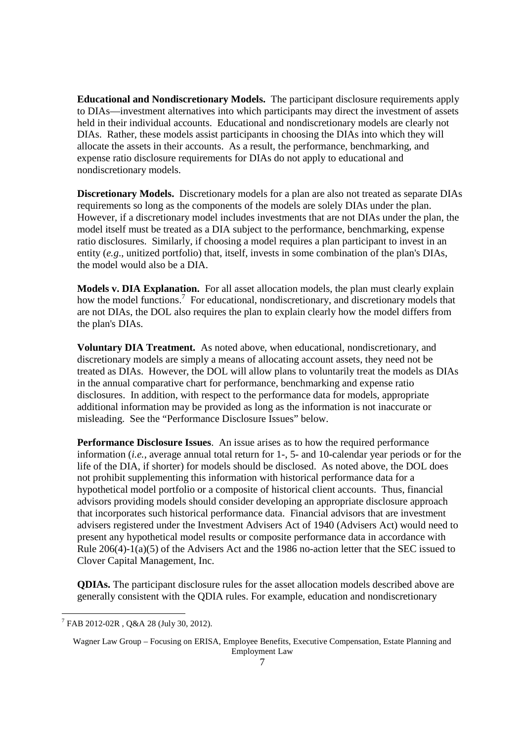**Educational and Nondiscretionary Models.** The participant disclosure requirements apply to DIAs—investment alternatives into which participants may direct the investment of assets held in their individual accounts. Educational and nondiscretionary models are clearly not DIAs. Rather, these models assist participants in choosing the DIAs into which they will allocate the assets in their accounts. As a result, the performance, benchmarking, and expense ratio disclosure requirements for DIAs do not apply to educational and nondiscretionary models.

**Discretionary Models.** Discretionary models for a plan are also not treated as separate DIAs requirements so long as the components of the models are solely DIAs under the plan. However, if a discretionary model includes investments that are not DIAs under the plan, the model itself must be treated as a DIA subject to the performance, benchmarking, expense ratio disclosures. Similarly, if choosing a model requires a plan participant to invest in an entity (*e.g.*, unitized portfolio) that, itself, invests in some combination of the plan's DIAs, the model would also be a DIA.

**Models v. DIA Explanation.** For all asset allocation models, the plan must clearly explain how the model functions.[7] For educational, nondiscretionary, and discretionary models that are not DIAs, the DOL also requires the plan to explain clearly how the model differs from the plan's DIAs.

**Voluntary DIA Treatment.** As noted above, when educational, nondiscretionary, and discretionary models are simply a means of allocating account assets, they need not be treated as DIAs. However, the DOL will allow plans to voluntarily treat the models as DIAs in the annual comparative chart for performance, benchmarking and expense ratio disclosures. In addition, with respect to the performance data for models, appropriate additional information may be provided as long as the information is not inaccurate or misleading. See the "Performance Disclosure Issues" below.

**Performance Disclosure Issues**. An issue arises as to how the required performance information (*i.e.*, average annual total return for 1-, 5- and 10-calendar year periods or for the life of the DIA, if shorter) for models should be disclosed. As noted above, the DOL does not prohibit supplementing this information with historical performance data for a hypothetical model portfolio or a composite of historical client accounts. Thus, financial advisors providing models should consider developing an appropriate disclosure approach that incorporates such historical performance data. Financial advisors that are investment advisers registered under the Investment Advisers Act of 1940 (Advisers Act) would need to present any hypothetical model results or composite performance data in accordance with Rule 206(4)-1(a)(5) of the Advisers Act and the 1986 no-action letter that the SEC issued to Clover Capital Management, Inc.

**QDIAs.** The participant disclosure rules for the asset allocation models described above are generally consistent with the QDIA rules. For example, education and nondiscretionary

---

[7] FAB 2012-02R , Q&A 28 (July 30, 2012).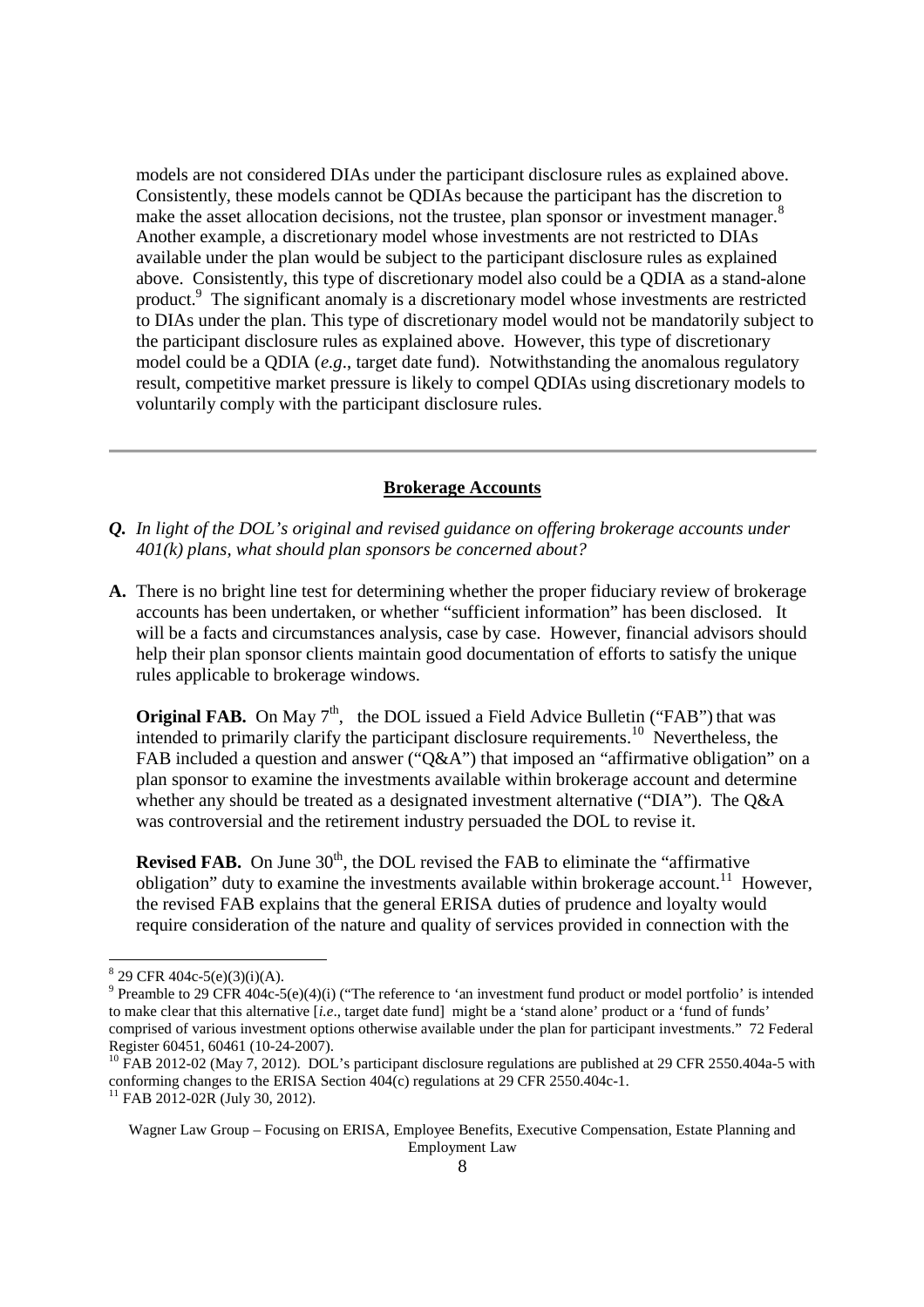models are not considered DIAs under the participant disclosure rules as explained above. Consistently, these models cannot be QDIAs because the participant has the discretion to make the asset allocation decisions, not the trustee, plan sponsor or investment manager.[8] Another example, a discretionary model whose investments are not restricted to DIAs available under the plan would be subject to the participant disclosure rules as explained above. Consistently, this type of discretionary model also could be a QDIA as a stand-alone product.[9] The significant anomaly is a discretionary model whose investments are restricted to DIAs under the plan. This type of discretionary model would not be mandatorily subject to the participant disclosure rules as explained above. However, this type of discretionary model could be a QDIA (*e.g*., target date fund). Notwithstanding the anomalous regulatory result, competitive market pressure is likely to compel QDIAs using discretionary models to voluntarily comply with the participant disclosure rules.

---

## **Brokerage Accounts**

***Q.*** *In light of the DOL's original and revised guidance on offering brokerage accounts under 401(k) plans, what should plan sponsors be concerned about?*

**A.** There is no bright line test for determining whether the proper fiduciary review of brokerage accounts has been undertaken, or whether "sufficient information" has been disclosed. It will be a facts and circumstances analysis, case by case. However, financial advisors should help their plan sponsor clients maintain good documentation of efforts to satisfy the unique rules applicable to brokerage windows.

**Original FAB.** On May 7th, the DOL issued a Field Advice Bulletin ("FAB") that was intended to primarily clarify the participant disclosure requirements.[10] Nevertheless, the FAB included a question and answer ("Q&A") that imposed an "affirmative obligation" on a plan sponsor to examine the investments available within brokerage account and determine whether any should be treated as a designated investment alternative ("DIA"). The Q&A was controversial and the retirement industry persuaded the DOL to revise it.

**Revised FAB.** On June 30th, the DOL revised the FAB to eliminate the "affirmative obligation" duty to examine the investments available within brokerage account.[11] However, the revised FAB explains that the general ERISA duties of prudence and loyalty would require consideration of the nature and quality of services provided in connection with the

---

[8] 29 CFR 404c-5(e)(3)(i)(A).

[9] Preamble to 29 CFR 404c-5(e)(4)(i) ("The reference to 'an investment fund product or model portfolio' is intended to make clear that this alternative [*i.e*., target date fund] might be a 'stand alone' product or a 'fund of funds' comprised of various investment options otherwise available under the plan for participant investments." 72 Federal Register 60451, 60461 (10-24-2007).

[10] FAB 2012-02 (May 7, 2012). DOL's participant disclosure regulations are published at 29 CFR 2550.404a-5 with conforming changes to the ERISA Section 404(c) regulations at 29 CFR 2550.404c-1.

[11] FAB 2012-02R (July 30, 2012).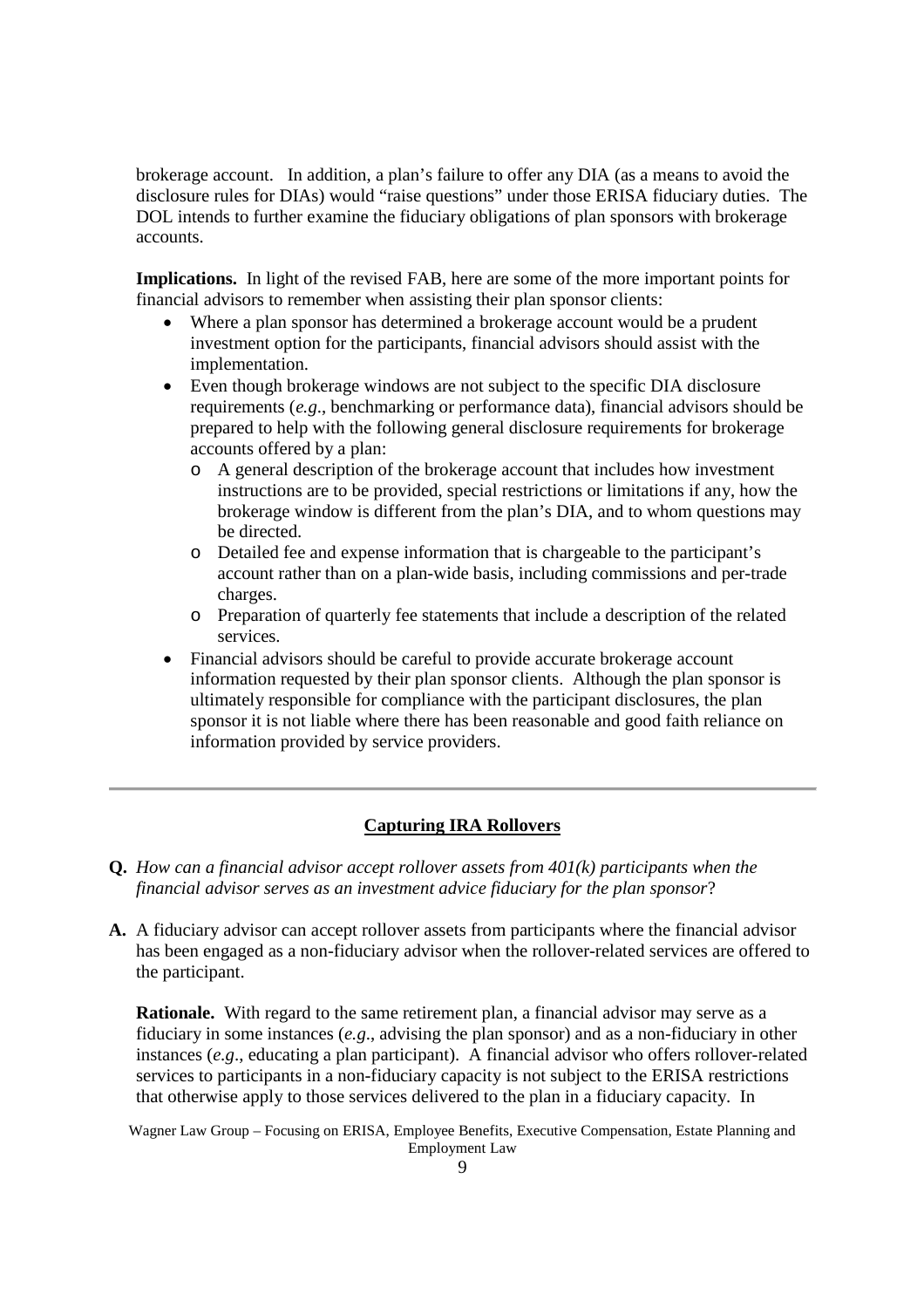brokerage account. In addition, a plan's failure to offer any DIA (as a means to avoid the disclosure rules for DIAs) would "raise questions" under those ERISA fiduciary duties. The DOL intends to further examine the fiduciary obligations of plan sponsors with brokerage accounts.

**Implications.** In light of the revised FAB, here are some of the more important points for financial advisors to remember when assisting their plan sponsor clients:

- Where a plan sponsor has determined a brokerage account would be a prudent investment option for the participants, financial advisors should assist with the implementation.
- Even though brokerage windows are not subject to the specific DIA disclosure requirements (*e.g*., benchmarking or performance data), financial advisors should be prepared to help with the following general disclosure requirements for brokerage accounts offered by a plan:
  - A general description of the brokerage account that includes how investment instructions are to be provided, special restrictions or limitations if any, how the brokerage window is different from the plan's DIA, and to whom questions may be directed.
  - Detailed fee and expense information that is chargeable to the participant's account rather than on a plan-wide basis, including commissions and per-trade charges.
  - Preparation of quarterly fee statements that include a description of the related services.
- Financial advisors should be careful to provide accurate brokerage account information requested by their plan sponsor clients. Although the plan sponsor is ultimately responsible for compliance with the participant disclosures, the plan sponsor it is not liable where there has been reasonable and good faith reliance on information provided by service providers.

---

## Capturing IRA Rollovers

**Q.** *How can a financial advisor accept rollover assets from 401(k) participants when the financial advisor serves as an investment advice fiduciary for the plan sponsor*?

**A.** A fiduciary advisor can accept rollover assets from participants where the financial advisor has been engaged as a non-fiduciary advisor when the rollover-related services are offered to the participant.

**Rationale.** With regard to the same retirement plan, a financial advisor may serve as a fiduciary in some instances (*e.g*., advising the plan sponsor) and as a non-fiduciary in other instances (*e.g*., educating a plan participant). A financial advisor who offers rollover-related services to participants in a non-fiduciary capacity is not subject to the ERISA restrictions that otherwise apply to those services delivered to the plan in a fiduciary capacity. In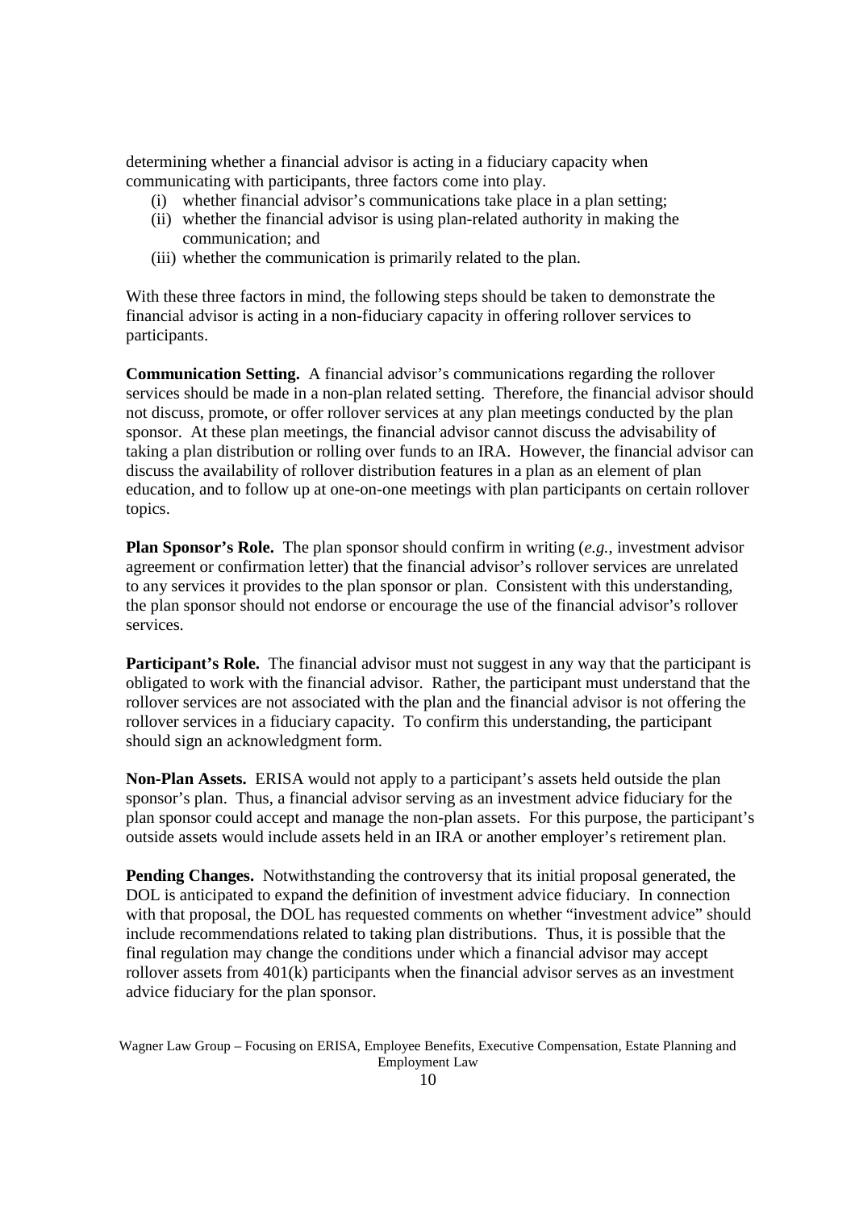determining whether a financial advisor is acting in a fiduciary capacity when communicating with participants, three factors come into play.

(i) whether financial advisor's communications take place in a plan setting;
(ii) whether the financial advisor is using plan-related authority in making the communication; and
(iii) whether the communication is primarily related to the plan.

With these three factors in mind, the following steps should be taken to demonstrate the financial advisor is acting in a non-fiduciary capacity in offering rollover services to participants.

**Communication Setting.** A financial advisor's communications regarding the rollover services should be made in a non-plan related setting. Therefore, the financial advisor should not discuss, promote, or offer rollover services at any plan meetings conducted by the plan sponsor. At these plan meetings, the financial advisor cannot discuss the advisability of taking a plan distribution or rolling over funds to an IRA. However, the financial advisor can discuss the availability of rollover distribution features in a plan as an element of plan education, and to follow up at one-on-one meetings with plan participants on certain rollover topics.

**Plan Sponsor's Role.** The plan sponsor should confirm in writing (*e.g.*, investment advisor agreement or confirmation letter) that the financial advisor's rollover services are unrelated to any services it provides to the plan sponsor or plan. Consistent with this understanding, the plan sponsor should not endorse or encourage the use of the financial advisor's rollover services.

**Participant's Role.** The financial advisor must not suggest in any way that the participant is obligated to work with the financial advisor. Rather, the participant must understand that the rollover services are not associated with the plan and the financial advisor is not offering the rollover services in a fiduciary capacity. To confirm this understanding, the participant should sign an acknowledgment form.

**Non-Plan Assets.** ERISA would not apply to a participant's assets held outside the plan sponsor's plan. Thus, a financial advisor serving as an investment advice fiduciary for the plan sponsor could accept and manage the non-plan assets. For this purpose, the participant's outside assets would include assets held in an IRA or another employer's retirement plan.

**Pending Changes.** Notwithstanding the controversy that its initial proposal generated, the DOL is anticipated to expand the definition of investment advice fiduciary. In connection with that proposal, the DOL has requested comments on whether "investment advice" should include recommendations related to taking plan distributions. Thus, it is possible that the final regulation may change the conditions under which a financial advisor may accept rollover assets from 401(k) participants when the financial advisor serves as an investment advice fiduciary for the plan sponsor.